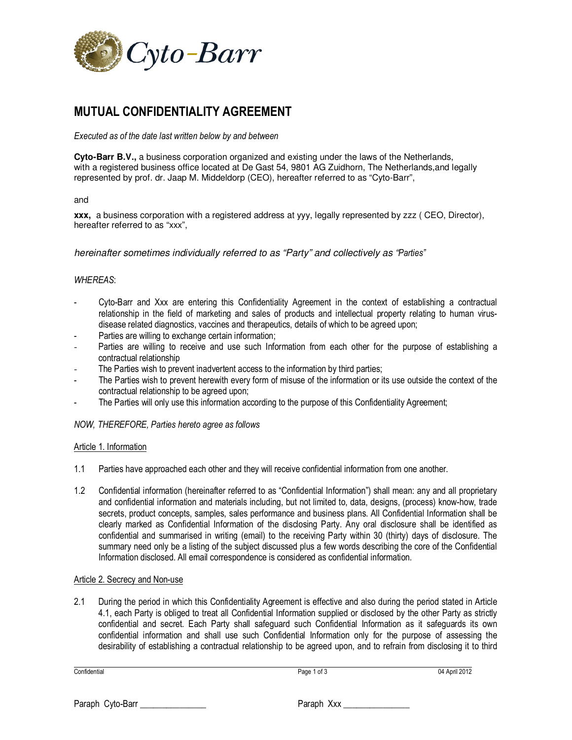# MUTUAL CONFIDENTIALITY AGREEMENT

*Executed as of the date last written below by and between*

**Cyto-Barr B.V.,** a business corporation organized and existing under the laws of the Netherlands, with a registered business office located at De Gast 54, 9801 AG Zuidhorn, The Netherlands,and legally represented by prof. dr. Jaap M. Middeldorp (CEO), hereafter referred to as "Cyto-Barr",

and

**xxx,** a business corporation with a registered address at yyy, legally represented by zzz ( CEO, Director), hereafter referred to as "xxx",

*hereinafter sometimes individually referred to as "Party" and collectively as "Parties"*

*WHEREAS*:

- Cyto-Barr and Xxx are entering this Confidentiality Agreement in the context of establishing a contractual relationship in the field of marketing and sales of products and intellectual property relating to human virus-disease related diagnostics, vaccines and therapeutics, details of which to be agreed upon;
- Parties are willing to exchange certain information;
- Parties are willing to receive and use such Information from each other for the purpose of establishing a contractual relationship
- The Parties wish to prevent inadvertent access to the information by third parties;
- The Parties wish to prevent herewith every form of misuse of the information or its use outside the context of the contractual relationship to be agreed upon;
- The Parties will only use this information according to the purpose of this Confidentiality Agreement;

*NOW, THEREFORE, Parties hereto agree as follows*

## Article 1. Information

1.1 Parties have approached each other and they will receive confidential information from one another.

1.2 Confidential information (hereinafter referred to as "Confidential Information") shall mean: any and all proprietary and confidential information and materials including, but not limited to, data, designs, (process) know-how, trade secrets, product concepts, samples, sales performance and business plans. All Confidential Information shall be clearly marked as Confidential Information of the disclosing Party. Any oral disclosure shall be identified as confidential and summarised in writing (email) to the receiving Party within 30 (thirty) days of disclosure. The summary need only be a listing of the subject discussed plus a few words describing the core of the Confidential Information disclosed. All email correspondence is considered as confidential information.

## Article 2. Secrecy and Non-use

2.1 During the period in which this Confidentiality Agreement is effective and also during the period stated in Article 4.1, each Party is obliged to treat all Confidential Information supplied or disclosed by the other Party as strictly confidential and secret. Each Party shall safeguard such Confidential Information as it safeguards its own confidential information and shall use such Confidential Information only for the purpose of assessing the desirability of establishing a contractual relationship to be agreed upon, and to refrain from disclosing it to third

Paraph Cyto-Barr _______________ Paraph Xxx _______________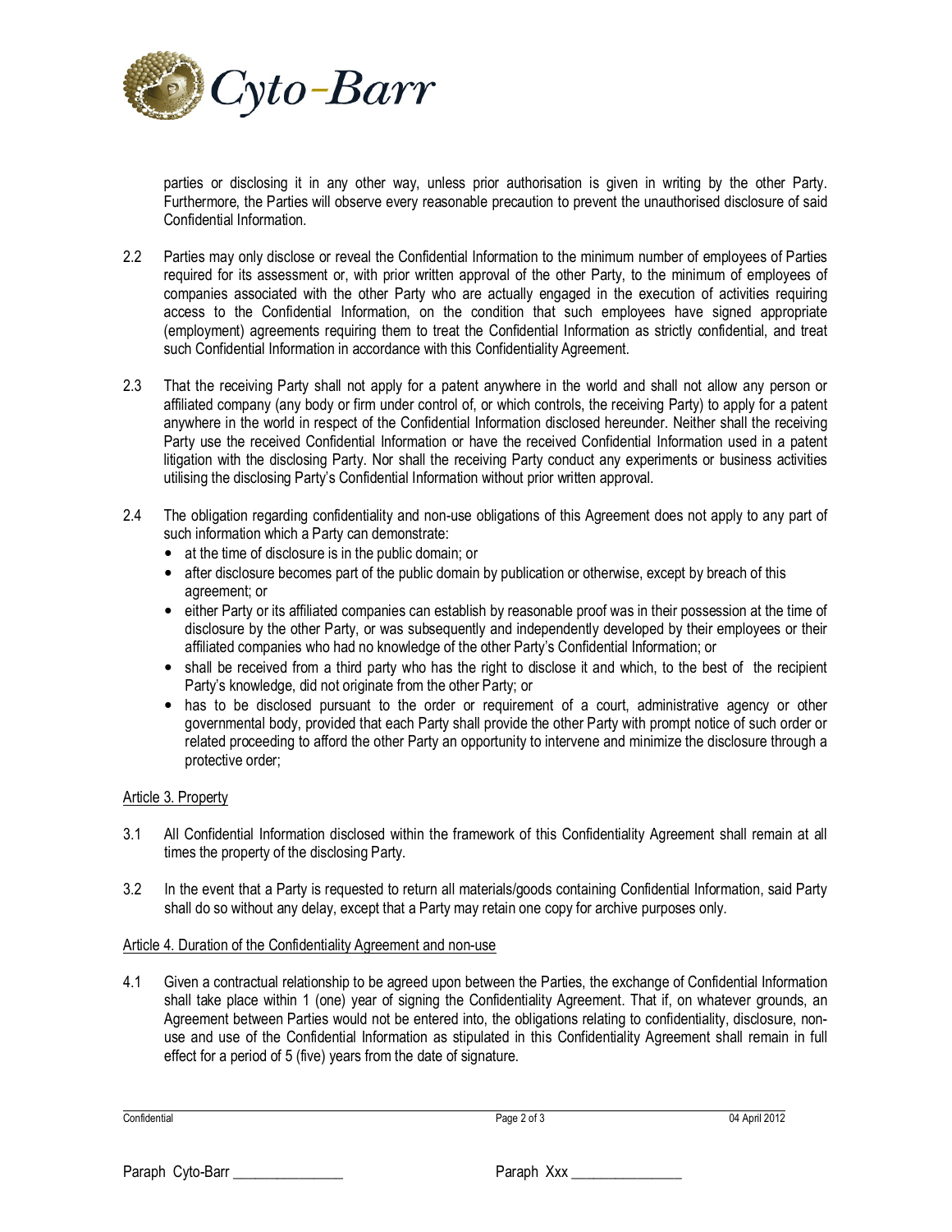parties or disclosing it in any other way, unless prior authorisation is given in writing by the other Party. Furthermore, the Parties will observe every reasonable precaution to prevent the unauthorised disclosure of said Confidential Information.

2.2 Parties may only disclose or reveal the Confidential Information to the minimum number of employees of Parties required for its assessment or, with prior written approval of the other Party, to the minimum of employees of companies associated with the other Party who are actually engaged in the execution of activities requiring access to the Confidential Information, on the condition that such employees have signed appropriate (employment) agreements requiring them to treat the Confidential Information as strictly confidential, and treat such Confidential Information in accordance with this Confidentiality Agreement.

2.3 That the receiving Party shall not apply for a patent anywhere in the world and shall not allow any person or affiliated company (any body or firm under control of, or which controls, the receiving Party) to apply for a patent anywhere in the world in respect of the Confidential Information disclosed hereunder. Neither shall the receiving Party use the received Confidential Information or have the received Confidential Information used in a patent litigation with the disclosing Party. Nor shall the receiving Party conduct any experiments or business activities utilising the disclosing Party's Confidential Information without prior written approval.

2.4 The obligation regarding confidentiality and non-use obligations of this Agreement does not apply to any part of such information which a Party can demonstrate:

- at the time of disclosure is in the public domain; or
- after disclosure becomes part of the public domain by publication or otherwise, except by breach of this agreement; or
- either Party or its affiliated companies can establish by reasonable proof was in their possession at the time of disclosure by the other Party, or was subsequently and independently developed by their employees or their affiliated companies who had no knowledge of the other Party's Confidential Information; or
- shall be received from a third party who has the right to disclose it and which, to the best of the recipient Party's knowledge, did not originate from the other Party; or
- has to be disclosed pursuant to the order or requirement of a court, administrative agency or other governmental body, provided that each Party shall provide the other Party with prompt notice of such order or related proceeding to afford the other Party an opportunity to intervene and minimize the disclosure through a protective order;

## Article 3. Property

3.1 All Confidential Information disclosed within the framework of this Confidentiality Agreement shall remain at all times the property of the disclosing Party.

3.2 In the event that a Party is requested to return all materials/goods containing Confidential Information, said Party shall do so without any delay, except that a Party may retain one copy for archive purposes only.

## Article 4. Duration of the Confidentiality Agreement and non-use

4.1 Given a contractual relationship to be agreed upon between the Parties, the exchange of Confidential Information shall take place within 1 (one) year of signing the Confidentiality Agreement. That if, on whatever grounds, an Agreement between Parties would not be entered into, the obligations relating to confidentiality, disclosure, non-use and use of the Confidential Information as stipulated in this Confidentiality Agreement shall remain in full effect for a period of 5 (five) years from the date of signature.

Paraph Cyto-Barr _______________ Paraph Xxx _______________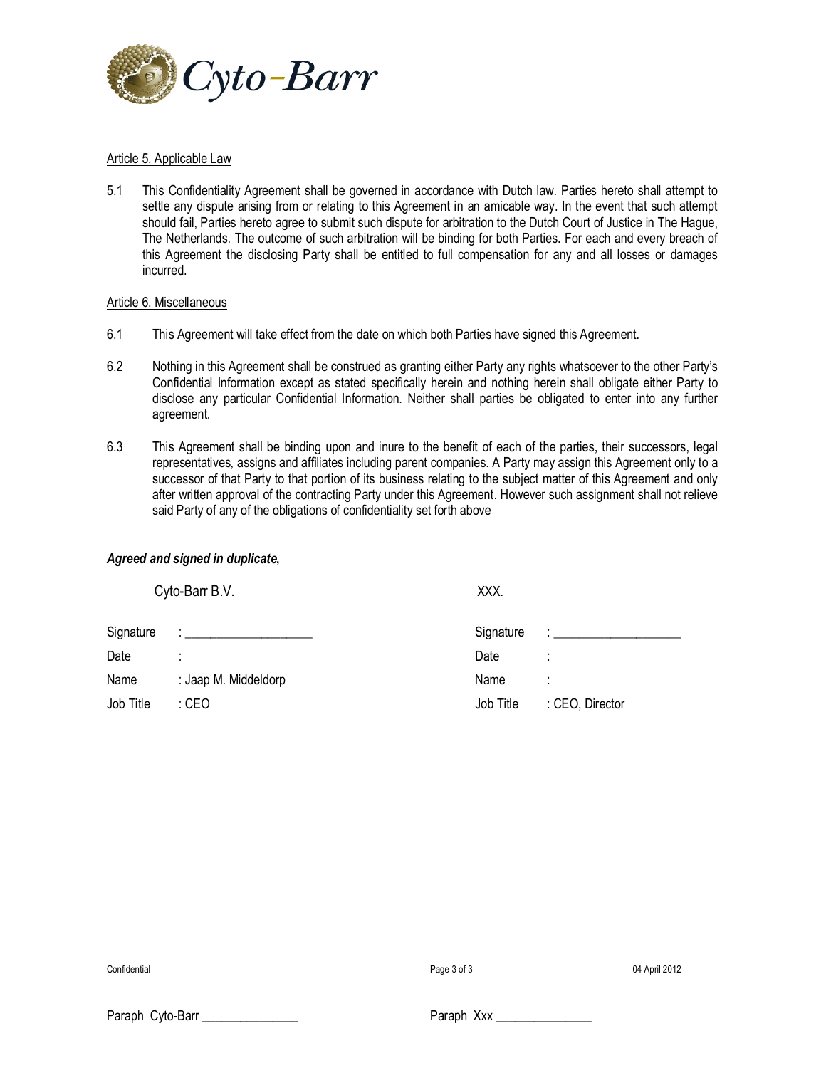## Article 5. Applicable Law

5.1 This Confidentiality Agreement shall be governed in accordance with Dutch law. Parties hereto shall attempt to settle any dispute arising from or relating to this Agreement in an amicable way. In the event that such attempt should fail, Parties hereto agree to submit such dispute for arbitration to the Dutch Court of Justice in The Hague, The Netherlands. The outcome of such arbitration will be binding for both Parties. For each and every breach of this Agreement the disclosing Party shall be entitled to full compensation for any and all losses or damages incurred.

## Article 6. Miscellaneous

6.1 This Agreement will take effect from the date on which both Parties have signed this Agreement.

6.2 Nothing in this Agreement shall be construed as granting either Party any rights whatsoever to the other Party's Confidential Information except as stated specifically herein and nothing herein shall obligate either Party to disclose any particular Confidential Information. Neither shall parties be obligated to enter into any further agreement.

6.3 This Agreement shall be binding upon and inure to the benefit of each of the parties, their successors, legal representatives, assigns and affiliates including parent companies. A Party may assign this Agreement only to a successor of that Party to that portion of its business relating to the subject matter of this Agreement and only after written approval of the contracting Party under this Agreement. However such assignment shall not relieve said Party of any of the obligations of confidentiality set forth above

***Agreed and signed in duplicate,***

| | | | |
|---|---|---|---|
| | Cyto-Barr B.V. | | XXX. |
| Signature | : ____________________ | Signature | : ____________________ |
| Date | : | Date | : |
| Name | : Jaap M. Middeldorp | Name | : |
| Job Title | : CEO | Job Title | : CEO, Director |

Paraph Cyto-Barr _______________ Paraph Xxx _______________